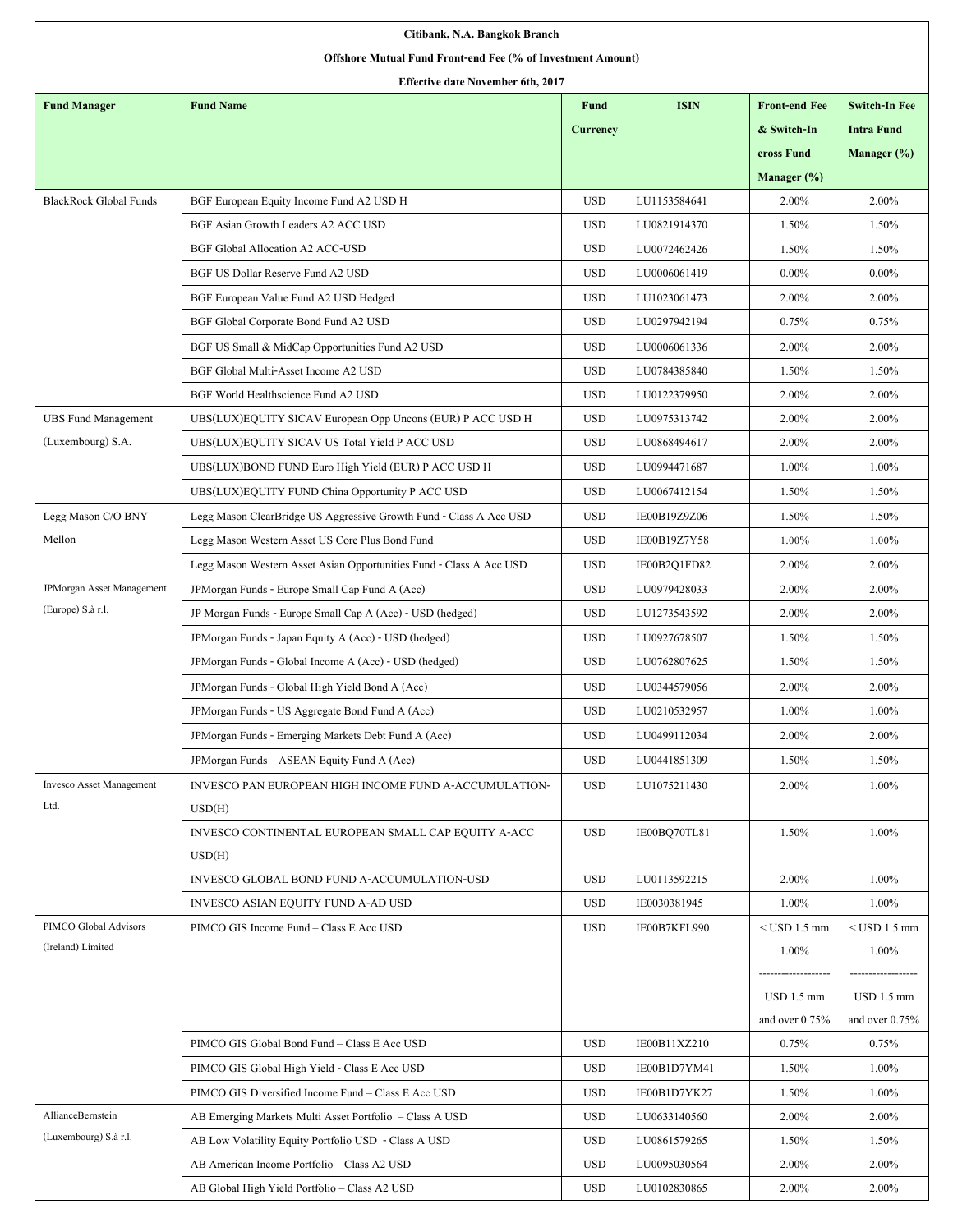**Citibank, N.A. Bangkok Branch**

**Offshore Mutual Fund Front-end Fee (% of Investment Amount)**

**Effective date November 6th, 2017**

| Fund Manager | Fund Name | Fund Currency | ISIN | Front-end Fee & Switch-In cross Fund Manager (%) | Switch-In Fee Intra Fund Manager (%) |
|---|---|---|---|---|---|
| BlackRock Global Funds | BGF European Equity Income Fund A2 USD H | USD | LU1153584641 | 2.00% | 2.00% |
| | BGF Asian Growth Leaders A2 ACC USD | USD | LU0821914370 | 1.50% | 1.50% |
| | BGF Global Allocation A2 ACC-USD | USD | LU0072462426 | 1.50% | 1.50% |
| | BGF US Dollar Reserve Fund A2 USD | USD | LU0006061419 | 0.00% | 0.00% |
| | BGF European Value Fund A2 USD Hedged | USD | LU1023061473 | 2.00% | 2.00% |
| | BGF Global Corporate Bond Fund A2 USD | USD | LU0297942194 | 0.75% | 0.75% |
| | BGF US Small & MidCap Opportunities Fund A2 USD | USD | LU0006061336 | 2.00% | 2.00% |
| | BGF Global Multi-Asset Income A2 USD | USD | LU0784385840 | 1.50% | 1.50% |
| | BGF World Healthscience Fund A2 USD | USD | LU0122379950 | 2.00% | 2.00% |
| UBS Fund Management (Luxembourg) S.A. | UBS(LUX)EQUITY SICAV European Opp Uncons (EUR) P ACC USD H | USD | LU0975313742 | 2.00% | 2.00% |
| | UBS(LUX)EQUITY SICAV US Total Yield P ACC USD | USD | LU0868494617 | 2.00% | 2.00% |
| | UBS(LUX)BOND FUND Euro High Yield (EUR) P ACC USD H | USD | LU0994471687 | 1.00% | 1.00% |
| | UBS(LUX)EQUITY FUND China Opportunity P ACC USD | USD | LU0067412154 | 1.50% | 1.50% |
| Legg Mason C/O BNY Mellon | Legg Mason ClearBridge US Aggressive Growth Fund - Class A Acc USD | USD | IE00B19Z9Z06 | 1.50% | 1.50% |
| | Legg Mason Western Asset US Core Plus Bond Fund | USD | IE00B19Z7Y58 | 1.00% | 1.00% |
| | Legg Mason Western Asset Asian Opportunities Fund - Class A Acc USD | USD | IE00B2Q1FD82 | 2.00% | 2.00% |
| JPMorgan Asset Management (Europe) S.à r.l. | JPMorgan Funds - Europe Small Cap Fund A (Acc) | USD | LU0979428033 | 2.00% | 2.00% |
| | JP Morgan Funds - Europe Small Cap A (Acc) - USD (hedged) | USD | LU1273543592 | 2.00% | 2.00% |
| | JPMorgan Funds - Japan Equity A (Acc) - USD (hedged) | USD | LU0927678507 | 1.50% | 1.50% |
| | JPMorgan Funds - Global Income A (Acc) - USD (hedged) | USD | LU0762807625 | 1.50% | 1.50% |
| | JPMorgan Funds - Global High Yield Bond A (Acc) | USD | LU0344579056 | 2.00% | 2.00% |
| | JPMorgan Funds - US Aggregate Bond Fund A (Acc) | USD | LU0210532957 | 1.00% | 1.00% |
| | JPMorgan Funds - Emerging Markets Debt Fund A (Acc) | USD | LU0499112034 | 2.00% | 2.00% |
| | JPMorgan Funds – ASEAN Equity Fund A (Acc) | USD | LU0441851309 | 1.50% | 1.50% |
| Invesco Asset Management Ltd. | INVESCO PAN EUROPEAN HIGH INCOME FUND A-ACCUMULATION-USD(H) | USD | LU1075211430 | 2.00% | 1.00% |
| | INVESCO CONTINENTAL EUROPEAN SMALL CAP EQUITY A-ACC USD(H) | USD | IE00BQ70TL81 | 1.50% | 1.00% |
| | INVESCO GLOBAL BOND FUND A-ACCUMULATION-USD | USD | LU0113592215 | 2.00% | 1.00% |
| | INVESCO ASIAN EQUITY FUND A-AD USD | USD | IE0030381945 | 1.00% | 1.00% |
| PIMCO Global Advisors (Ireland) Limited | PIMCO GIS Income Fund – Class E Acc USD | USD | IE00B7KFL990 | < USD 1.5 mm 1.00% / USD 1.5 mm and over 0.75% | < USD 1.5 mm 1.00% / USD 1.5 mm and over 0.75% |
| | PIMCO GIS Global Bond Fund – Class E Acc USD | USD | IE00B11XZ210 | 0.75% | 0.75% |
| | PIMCO GIS Global High Yield - Class E Acc USD | USD | IE00B1D7YM41 | 1.50% | 1.00% |
| | PIMCO GIS Diversified Income Fund – Class E Acc USD | USD | IE00B1D7YK27 | 1.50% | 1.00% |
| AllianceBernstein (Luxembourg) S.à r.l. | AB Emerging Markets Multi Asset Portfolio – Class A USD | USD | LU0633140560 | 2.00% | 2.00% |
| | AB Low Volatility Equity Portfolio USD - Class A USD | USD | LU0861579265 | 1.50% | 1.50% |
| | AB American Income Portfolio – Class A2 USD | USD | LU0095030564 | 2.00% | 2.00% |
| | AB Global High Yield Portfolio – Class A2 USD | USD | LU0102830865 | 2.00% | 2.00% |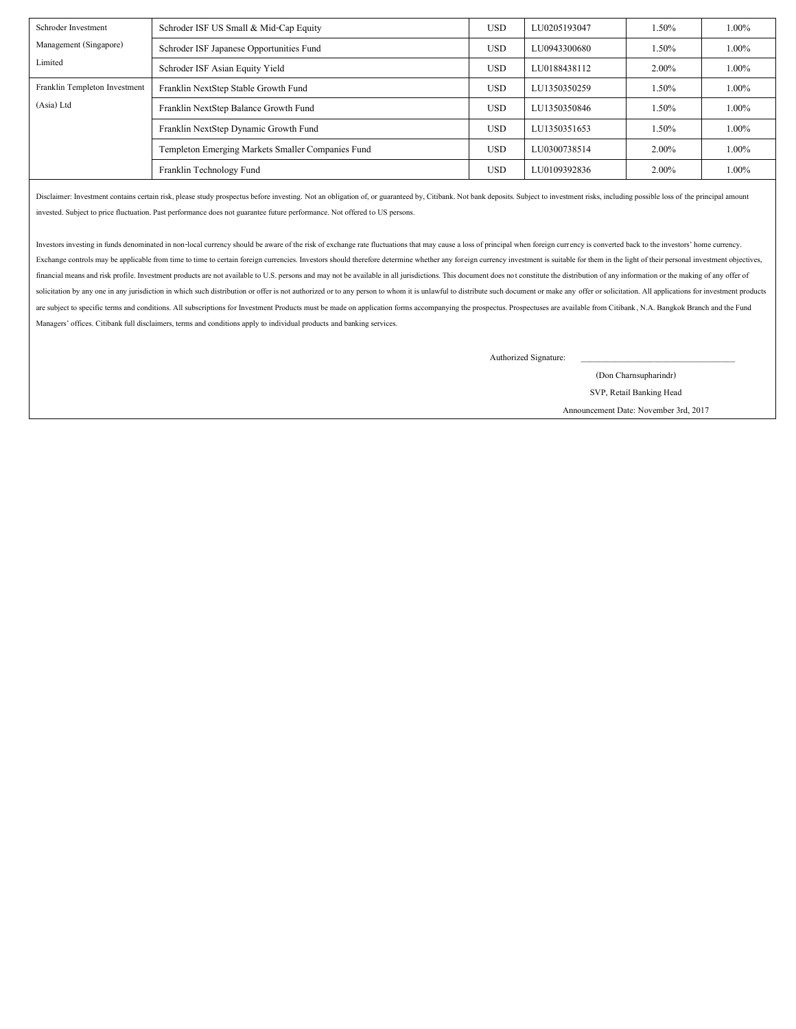| | | | | | |
|---|---|---|---|---|---|
| Schroder Investment Management (Singapore) Limited | Schroder ISF US Small & Mid-Cap Equity | USD | LU0205193047 | 1.50% | 1.00% |
| | Schroder ISF Japanese Opportunities Fund | USD | LU0943300680 | 1.50% | 1.00% |
| | Schroder ISF Asian Equity Yield | USD | LU0188438112 | 2.00% | 1.00% |
| Franklin Templeton Investment (Asia) Ltd | Franklin NextStep Stable Growth Fund | USD | LU1350350259 | 1.50% | 1.00% |
| | Franklin NextStep Balance Growth Fund | USD | LU1350350846 | 1.50% | 1.00% |
| | Franklin NextStep Dynamic Growth Fund | USD | LU1350351653 | 1.50% | 1.00% |
| | Templeton Emerging Markets Smaller Companies Fund | USD | LU0300738514 | 2.00% | 1.00% |
| | Franklin Technology Fund | USD | LU0109392836 | 2.00% | 1.00% |

Disclaimer: Investment contains certain risk, please study prospectus before investing. Not an obligation of, or guaranteed by, Citibank. Not bank deposits. Subject to investment risks, including possible loss of the principal amount invested. Subject to price fluctuation. Past performance does not guarantee future performance. Not offered to US persons.

Investors investing in funds denominated in non-local currency should be aware of the risk of exchange rate fluctuations that may cause a loss of principal when foreign currency is converted back to the investors' home currency. Exchange controls may be applicable from time to time to certain foreign currencies. Investors should therefore determine whether any foreign currency investment is suitable for them in the light of their personal investment objectives, financial means and risk profile. Investment products are not available to U.S. persons and may not be available in all jurisdictions. This document does not constitute the distribution of any information or the making of any offer of solicitation by any one in any jurisdiction in which such distribution or offer is not authorized or to any person to whom it is unlawful to distribute such document or make any offer or solicitation. All applications for investment products are subject to specific terms and conditions. All subscriptions for Investment Products must be made on application forms accompanying the prospectus. Prospectuses are available from Citibank, N.A. Bangkok Branch and the Fund Managers' offices. Citibank full disclaimers, terms and conditions apply to individual products and banking services.

Authorized Signature: ________________________

(Don Charnsupharindr)

SVP, Retail Banking Head

Announcement Date: November 3rd, 2017